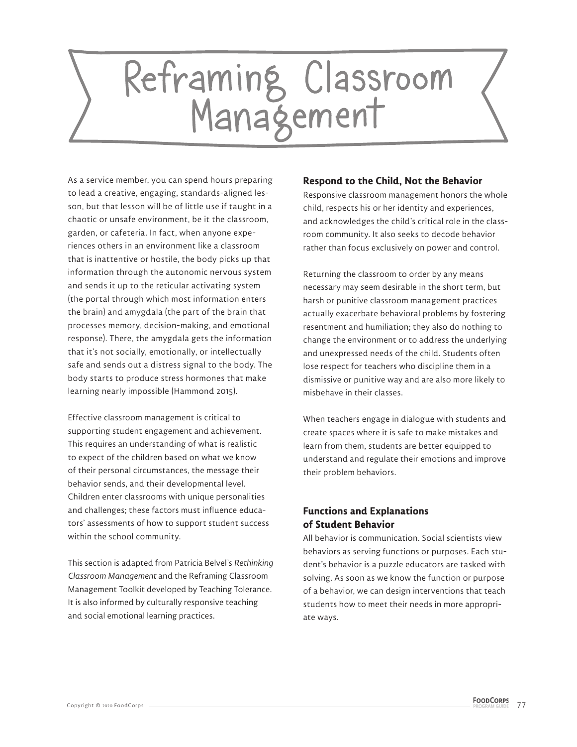# Reframing Classroom Management

As a service member, you can spend hours preparing to lead a creative, engaging, standards-aligned lesson, but that lesson will be of little use if taught in a chaotic or unsafe environment, be it the classroom, garden, or cafeteria. In fact, when anyone experiences others in an environment like a classroom that is inattentive or hostile, the body picks up that information through the autonomic nervous system and sends it up to the reticular activating system (the portal through which most information enters the brain) and amygdala (the part of the brain that processes memory, decision-making, and emotional response). There, the amygdala gets the information that it's not socially, emotionally, or intellectually safe and sends out a distress signal to the body. The body starts to produce stress hormones that make learning nearly impossible (Hammond 2015).

Effective classroom management is critical to supporting student engagement and achievement. This requires an understanding of what is realistic to expect of the children based on what we know of their personal circumstances, the message their behavior sends, and their developmental level. Children enter classrooms with unique personalities and challenges; these factors must influence educators' assessments of how to support student success within the school community.

This section is adapted from Patricia Belvel's *Rethinking Classroom Management* and the Reframing Classroom Management Toolkit developed by Teaching Tolerance. It is also informed by culturally responsive teaching and social emotional learning practices.

## Respond to the Child, Not the Behavior

Responsive classroom management honors the whole child, respects his or her identity and experiences, and acknowledges the child's critical role in the classroom community. It also seeks to decode behavior rather than focus exclusively on power and control.

Returning the classroom to order by any means necessary may seem desirable in the short term, but harsh or punitive classroom management practices actually exacerbate behavioral problems by fostering resentment and humiliation; they also do nothing to change the environment or to address the underlying and unexpressed needs of the child. Students often lose respect for teachers who discipline them in a dismissive or punitive way and are also more likely to misbehave in their classes.

When teachers engage in dialogue with students and create spaces where it is safe to make mistakes and learn from them, students are better equipped to understand and regulate their emotions and improve their problem behaviors.

## Functions and Explanations of Student Behavior

All behavior is communication. Social scientists view behaviors as serving functions or purposes. Each student's behavior is a puzzle educators are tasked with solving. As soon as we know the function or purpose of a behavior, we can design interventions that teach students how to meet their needs in more appropriate ways.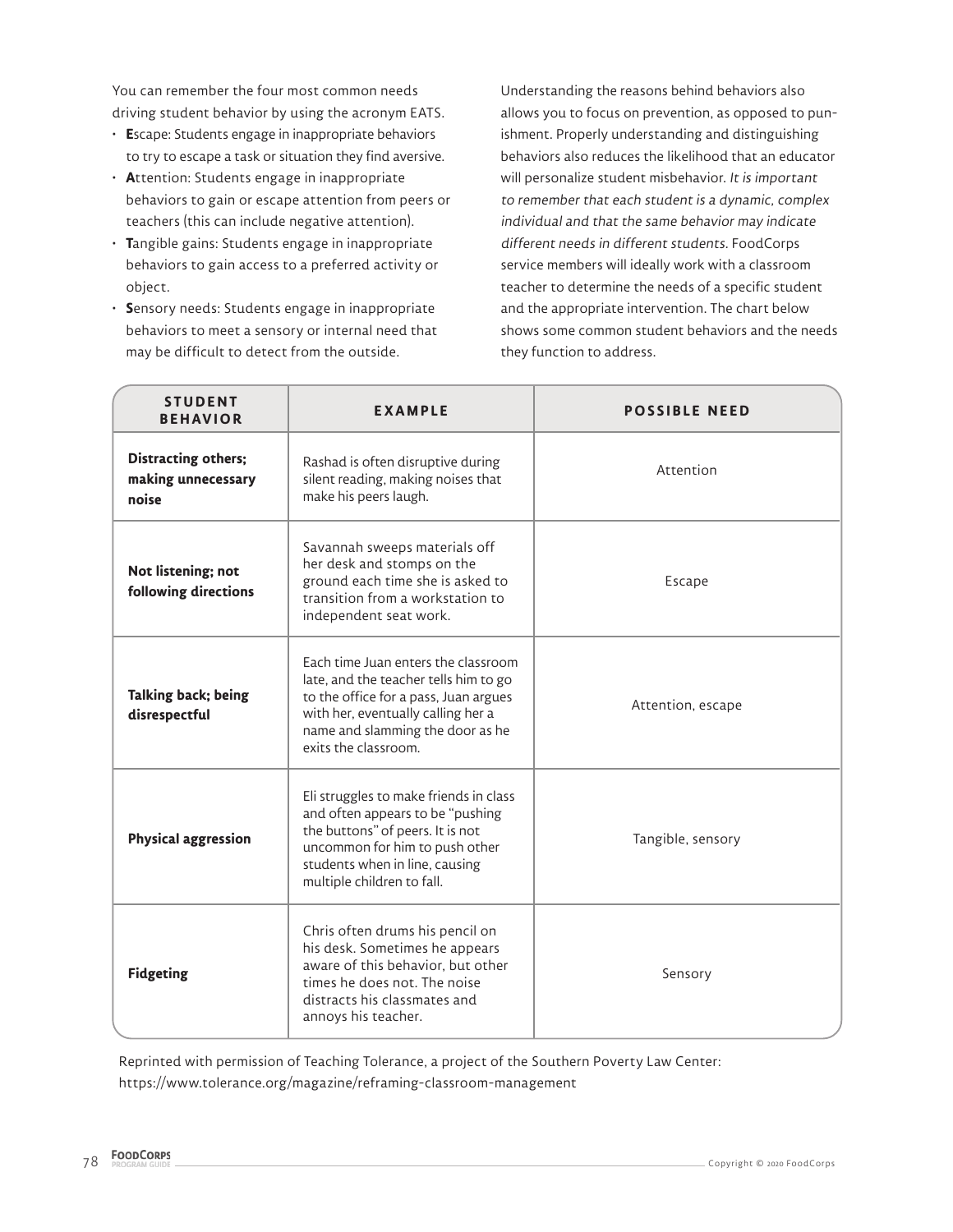You can remember the four most common needs driving student behavior by using the acronym EATS.

- **E**scape: Students engage in inappropriate behaviors to try to escape a task or situation they find aversive.
- **A**ttention: Students engage in inappropriate behaviors to gain or escape attention from peers or teachers (this can include negative attention).
- **T**angible gains: Students engage in inappropriate behaviors to gain access to a preferred activity or object.
- **S**ensory needs: Students engage in inappropriate behaviors to meet a sensory or internal need that may be difficult to detect from the outside.

Understanding the reasons behind behaviors also allows you to focus on prevention, as opposed to punishment. Properly understanding and distinguishing behaviors also reduces the likelihood that an educator will personalize student misbehavior. *It is important to remember that each student is a dynamic, complex individual and that the same behavior may indicate different needs in different students.* FoodCorps service members will ideally work with a classroom teacher to determine the needs of a specific student and the appropriate intervention. The chart below shows some common student behaviors and the needs they function to address.

| STUDENT BEHAVIOR | EXAMPLE | POSSIBLE NEED |
|---|---|---|
| **Distracting others; making unnecessary noise** | Rashad is often disruptive during silent reading, making noises that make his peers laugh. | Attention |
| **Not listening; not following directions** | Savannah sweeps materials off her desk and stomps on the ground each time she is asked to transition from a workstation to independent seat work. | Escape |
| **Talking back; being disrespectful** | Each time Juan enters the classroom late, and the teacher tells him to go to the office for a pass, Juan argues with her, eventually calling her a name and slamming the door as he exits the classroom. | Attention, escape |
| **Physical aggression** | Eli struggles to make friends in class and often appears to be "pushing the buttons" of peers. It is not uncommon for him to push other students when in line, causing multiple children to fall. | Tangible, sensory |
| **Fidgeting** | Chris often drums his pencil on his desk. Sometimes he appears aware of this behavior, but other times he does not. The noise distracts his classmates and annoys his teacher. | Sensory |

Reprinted with permission of Teaching Tolerance, a project of the Southern Poverty Law Center: https://www.tolerance.org/magazine/reframing-classroom-management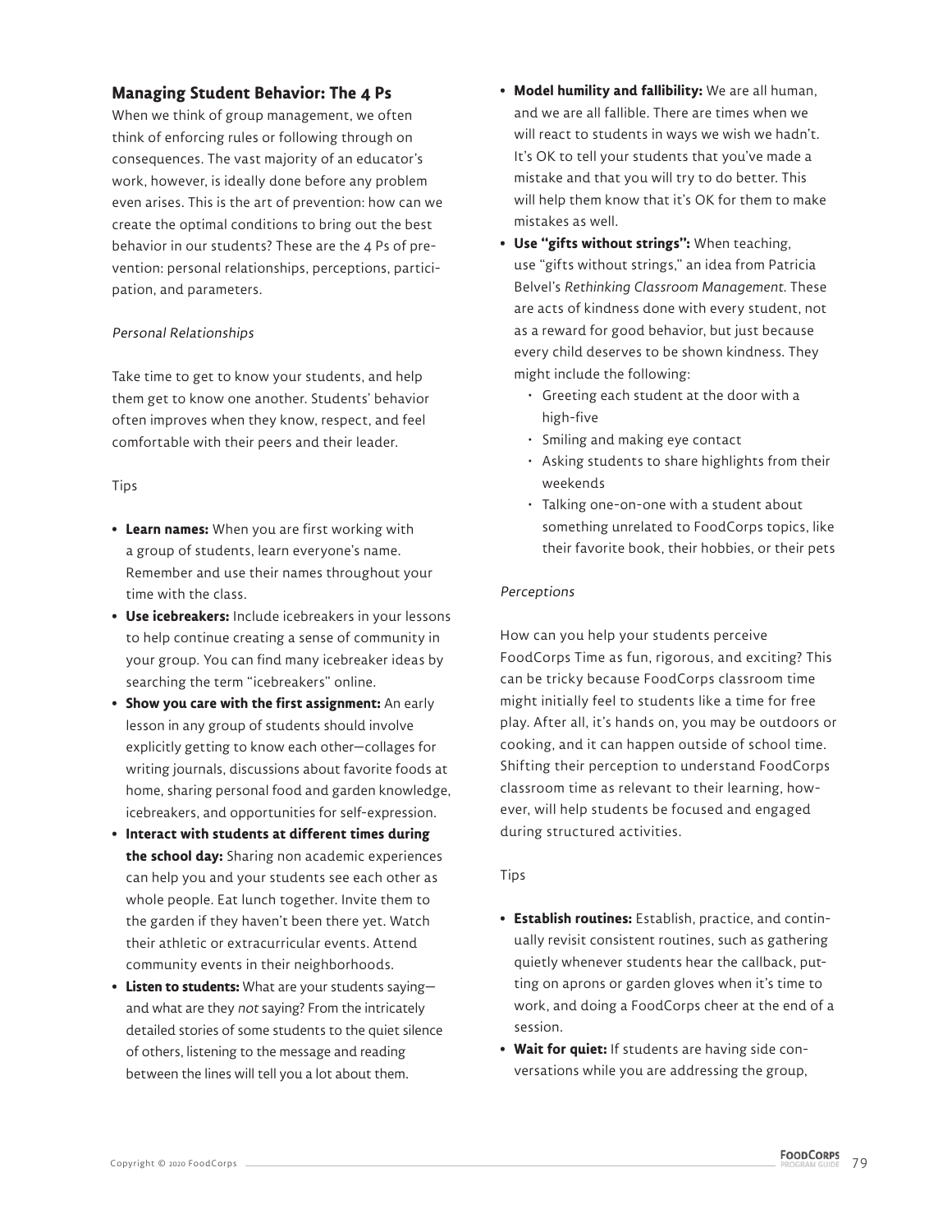## Managing Student Behavior: The 4 Ps

When we think of group management, we often think of enforcing rules or following through on consequences. The vast majority of an educator's work, however, is ideally done before any problem even arises. This is the art of prevention: how can we create the optimal conditions to bring out the best behavior in our students? These are the 4 Ps of prevention: personal relationships, perceptions, participation, and parameters.

*Personal Relationships*

Take time to get to know your students, and help them get to know one another. Students' behavior often improves when they know, respect, and feel comfortable with their peers and their leader.

Tips

- **Learn names:** When you are first working with a group of students, learn everyone's name. Remember and use their names throughout your time with the class.
- **Use icebreakers:** Include icebreakers in your lessons to help continue creating a sense of community in your group. You can find many icebreaker ideas by searching the term "icebreakers" online.
- **Show you care with the first assignment:** An early lesson in any group of students should involve explicitly getting to know each other—collages for writing journals, discussions about favorite foods at home, sharing personal food and garden knowledge, icebreakers, and opportunities for self-expression.
- **Interact with students at different times during the school day:** Sharing non academic experiences can help you and your students see each other as whole people. Eat lunch together. Invite them to the garden if they haven't been there yet. Watch their athletic or extracurricular events. Attend community events in their neighborhoods.
- **Listen to students:** What are your students saying—and what are they *not* saying? From the intricately detailed stories of some students to the quiet silence of others, listening to the message and reading between the lines will tell you a lot about them.
- **Model humility and fallibility:** We are all human, and we are all fallible. There are times when we will react to students in ways we wish we hadn't. It's OK to tell your students that you've made a mistake and that you will try to do better. This will help them know that it's OK for them to make mistakes as well.
- **Use "gifts without strings":** When teaching, use "gifts without strings," an idea from Patricia Belvel's *Rethinking Classroom Management*. These are acts of kindness done with every student, not as a reward for good behavior, but just because every child deserves to be shown kindness. They might include the following:
  - Greeting each student at the door with a high-five
  - Smiling and making eye contact
  - Asking students to share highlights from their weekends
  - Talking one-on-one with a student about something unrelated to FoodCorps topics, like their favorite book, their hobbies, or their pets

*Perceptions*

How can you help your students perceive FoodCorps Time as fun, rigorous, and exciting? This can be tricky because FoodCorps classroom time might initially feel to students like a time for free play. After all, it's hands on, you may be outdoors or cooking, and it can happen outside of school time. Shifting their perception to understand FoodCorps classroom time as relevant to their learning, however, will help students be focused and engaged during structured activities.

Tips

- **Establish routines:** Establish, practice, and continually revisit consistent routines, such as gathering quietly whenever students hear the callback, putting on aprons or garden gloves when it's time to work, and doing a FoodCorps cheer at the end of a session.
- **Wait for quiet:** If students are having side conversations while you are addressing the group,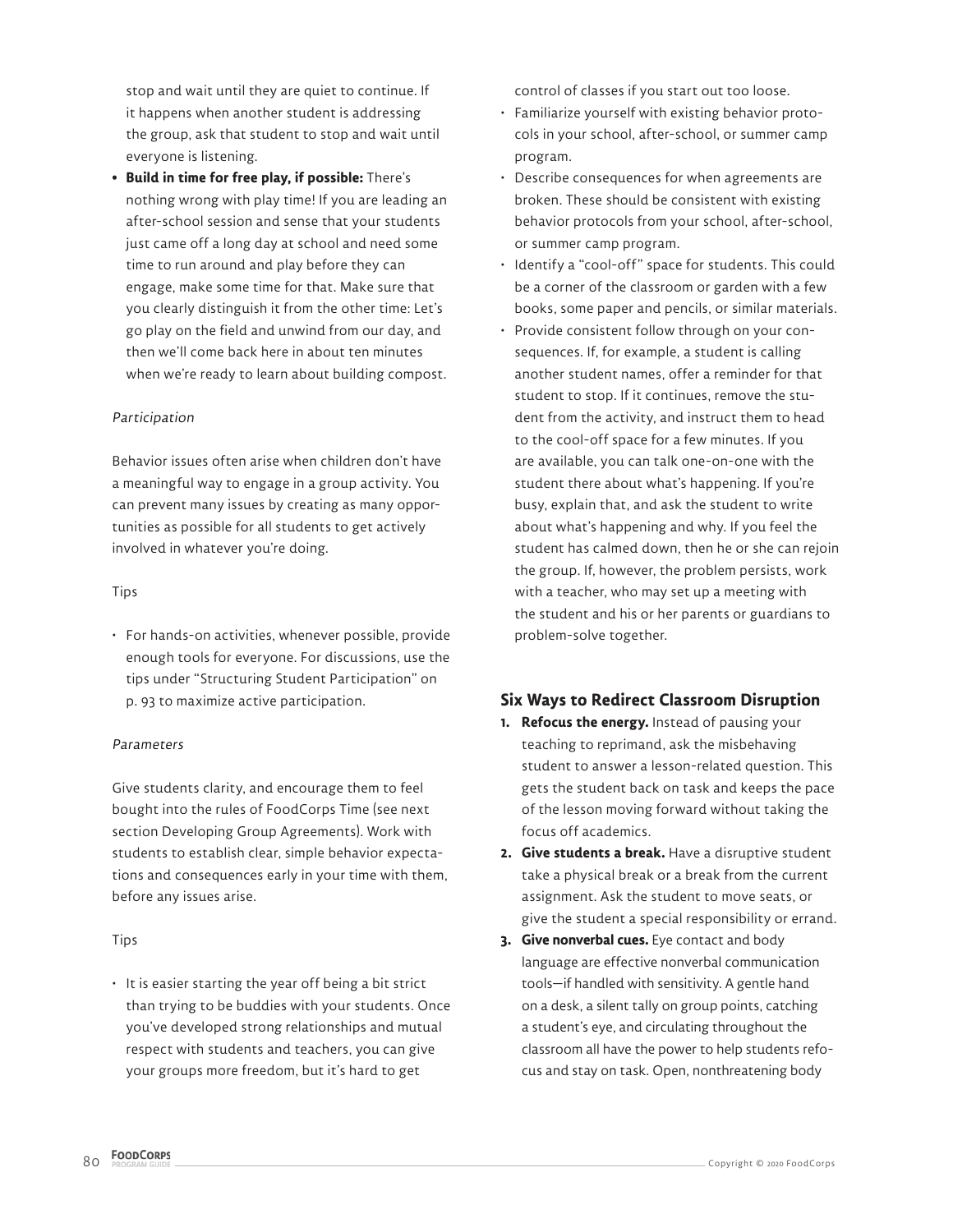stop and wait until they are quiet to continue. If it happens when another student is addressing the group, ask that student to stop and wait until everyone is listening.

- **Build in time for free play, if possible:** There's nothing wrong with play time! If you are leading an after-school session and sense that your students just came off a long day at school and need some time to run around and play before they can engage, make some time for that. Make sure that you clearly distinguish it from the other time: Let's go play on the field and unwind from our day, and then we'll come back here in about ten minutes when we're ready to learn about building compost.

*Participation*

Behavior issues often arise when children don't have a meaningful way to engage in a group activity. You can prevent many issues by creating as many opportunities as possible for all students to get actively involved in whatever you're doing.

Tips

- For hands-on activities, whenever possible, provide enough tools for everyone. For discussions, use the tips under "Structuring Student Participation" on p. 93 to maximize active participation.

*Parameters*

Give students clarity, and encourage them to feel bought into the rules of FoodCorps Time (see next section Developing Group Agreements). Work with students to establish clear, simple behavior expectations and consequences early in your time with them, before any issues arise.

Tips

- It is easier starting the year off being a bit strict than trying to be buddies with your students. Once you've developed strong relationships and mutual respect with students and teachers, you can give your groups more freedom, but it's hard to get control of classes if you start out too loose.
- Familiarize yourself with existing behavior protocols in your school, after-school, or summer camp program.
- Describe consequences for when agreements are broken. These should be consistent with existing behavior protocols from your school, after-school, or summer camp program.
- Identify a "cool-off" space for students. This could be a corner of the classroom or garden with a few books, some paper and pencils, or similar materials.
- Provide consistent follow through on your consequences. If, for example, a student is calling another student names, offer a reminder for that student to stop. If it continues, remove the student from the activity, and instruct them to head to the cool-off space for a few minutes. If you are available, you can talk one-on-one with the student there about what's happening. If you're busy, explain that, and ask the student to write about what's happening and why. If you feel the student has calmed down, then he or she can rejoin the group. If, however, the problem persists, work with a teacher, who may set up a meeting with the student and his or her parents or guardians to problem-solve together.

## Six Ways to Redirect Classroom Disruption

1. **Refocus the energy.** Instead of pausing your teaching to reprimand, ask the misbehaving student to answer a lesson-related question. This gets the student back on task and keeps the pace of the lesson moving forward without taking the focus off academics.
2. **Give students a break.** Have a disruptive student take a physical break or a break from the current assignment. Ask the student to move seats, or give the student a special responsibility or errand.
3. **Give nonverbal cues.** Eye contact and body language are effective nonverbal communication tools—if handled with sensitivity. A gentle hand on a desk, a silent tally on group points, catching a student's eye, and circulating throughout the classroom all have the power to help students refocus and stay on task. Open, nonthreatening body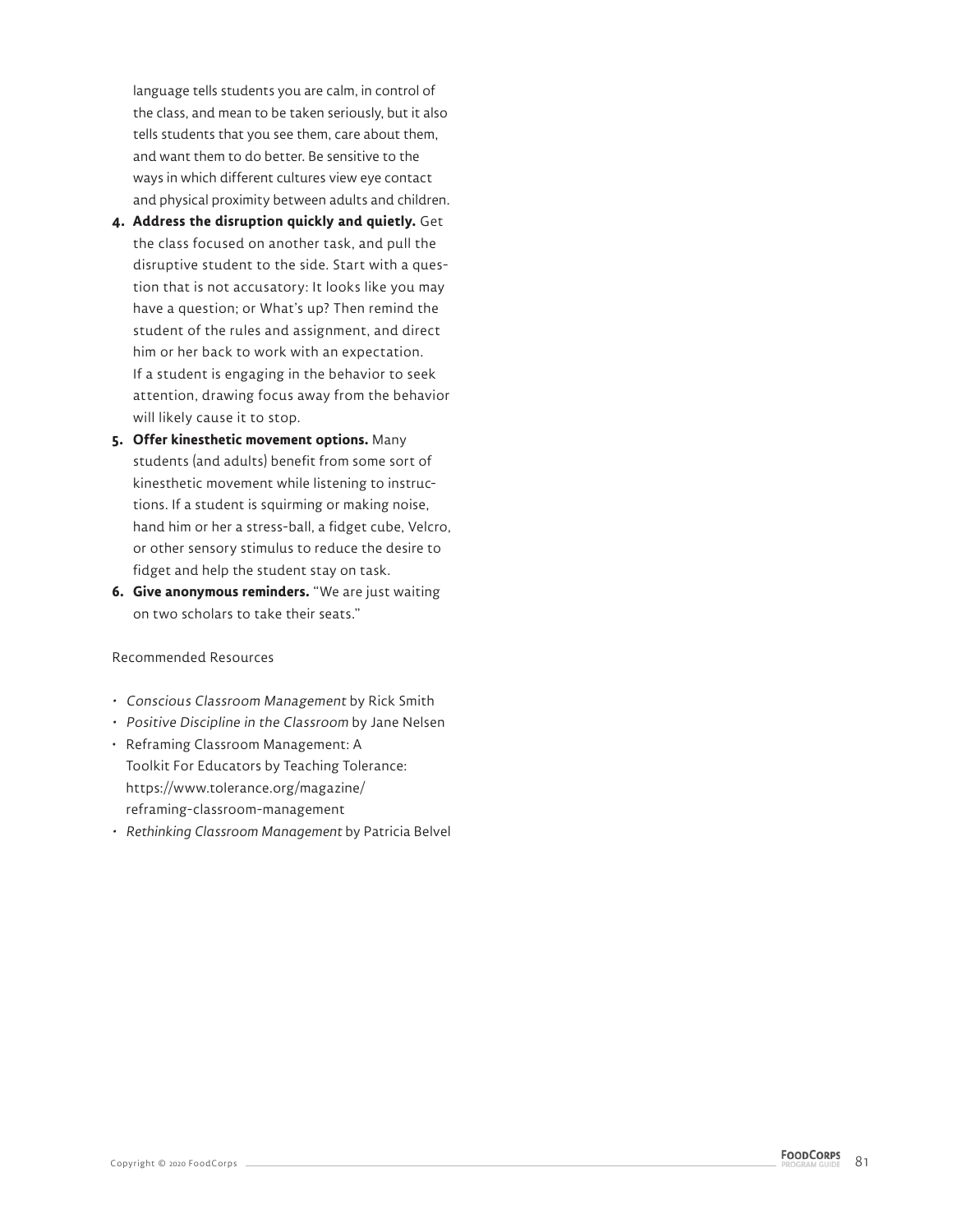language tells students you are calm, in control of the class, and mean to be taken seriously, but it also tells students that you see them, care about them, and want them to do better. Be sensitive to the ways in which different cultures view eye contact and physical proximity between adults and children.

4. **Address the disruption quickly and quietly.** Get the class focused on another task, and pull the disruptive student to the side. Start with a question that is not accusatory: It looks like you may have a question; or What's up? Then remind the student of the rules and assignment, and direct him or her back to work with an expectation. If a student is engaging in the behavior to seek attention, drawing focus away from the behavior will likely cause it to stop.
5. **Offer kinesthetic movement options.** Many students (and adults) benefit from some sort of kinesthetic movement while listening to instructions. If a student is squirming or making noise, hand him or her a stress-ball, a fidget cube, Velcro, or other sensory stimulus to reduce the desire to fidget and help the student stay on task.
6. **Give anonymous reminders.** "We are just waiting on two scholars to take their seats."

Recommended Resources

- *Conscious Classroom Management* by Rick Smith
- *Positive Discipline in the Classroom* by Jane Nelsen
- Reframing Classroom Management: A Toolkit For Educators by Teaching Tolerance: https://www.tolerance.org/magazine/reframing-classroom-management
- *Rethinking Classroom Management* by Patricia Belvel